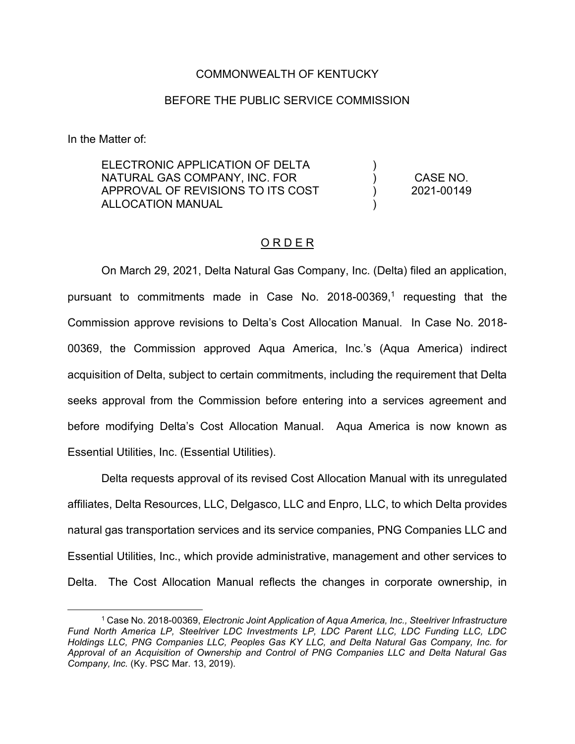COMMONWEALTH OF KENTUCKY

BEFORE THE PUBLIC SERVICE COMMISSION

In the Matter of:

| | | |
|---|---|---|
| ELECTRONIC APPLICATION OF DELTA NATURAL GAS COMPANY, INC. FOR APPROVAL OF REVISIONS TO ITS COST ALLOCATION MANUAL | ) ) ) ) | CASE NO. 2021-00149 |

## O R D E R

On March 29, 2021, Delta Natural Gas Company, Inc. (Delta) filed an application, pursuant to commitments made in Case No. 2018-00369,[1] requesting that the Commission approve revisions to Delta's Cost Allocation Manual. In Case No. 2018-00369, the Commission approved Aqua America, Inc.'s (Aqua America) indirect acquisition of Delta, subject to certain commitments, including the requirement that Delta seeks approval from the Commission before entering into a services agreement and before modifying Delta's Cost Allocation Manual. Aqua America is now known as Essential Utilities, Inc. (Essential Utilities).

Delta requests approval of its revised Cost Allocation Manual with its unregulated affiliates, Delta Resources, LLC, Delgasco, LLC and Enpro, LLC, to which Delta provides natural gas transportation services and its service companies, PNG Companies LLC and Essential Utilities, Inc., which provide administrative, management and other services to Delta. The Cost Allocation Manual reflects the changes in corporate ownership, in

[1] Case No. 2018-00369, *Electronic Joint Application of Aqua America, Inc., Steelriver Infrastructure Fund North America LP, Steelriver LDC Investments LP, LDC Parent LLC, LDC Funding LLC, LDC Holdings LLC, PNG Companies LLC, Peoples Gas KY LLC, and Delta Natural Gas Company, Inc. for Approval of an Acquisition of Ownership and Control of PNG Companies LLC and Delta Natural Gas Company, Inc.* (Ky. PSC Mar. 13, 2019).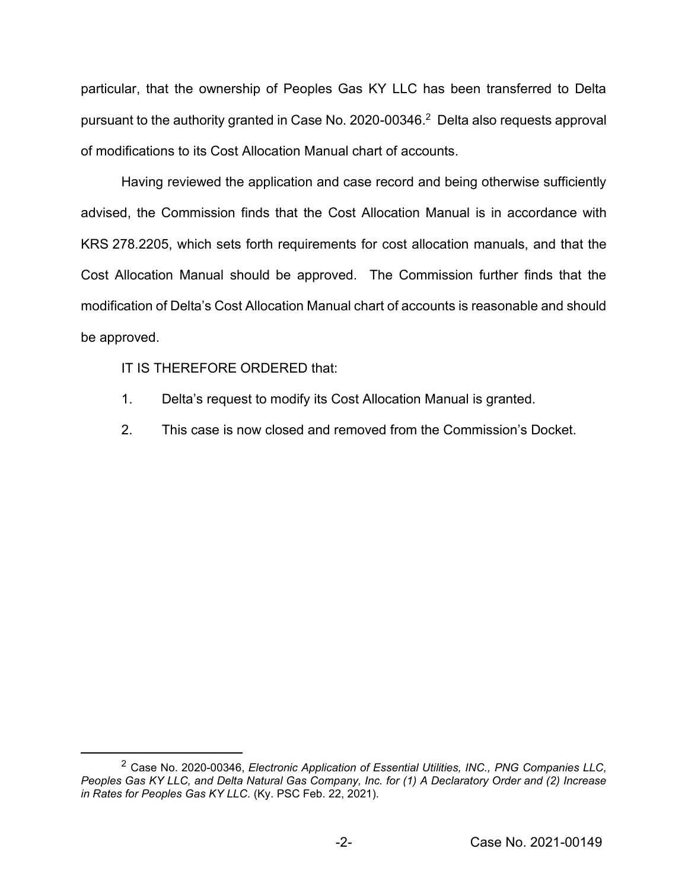particular, that the ownership of Peoples Gas KY LLC has been transferred to Delta pursuant to the authority granted in Case No. 2020-00346.[2] Delta also requests approval of modifications to its Cost Allocation Manual chart of accounts.

Having reviewed the application and case record and being otherwise sufficiently advised, the Commission finds that the Cost Allocation Manual is in accordance with KRS 278.2205, which sets forth requirements for cost allocation manuals, and that the Cost Allocation Manual should be approved. The Commission further finds that the modification of Delta's Cost Allocation Manual chart of accounts is reasonable and should be approved.

IT IS THEREFORE ORDERED that:

1. Delta's request to modify its Cost Allocation Manual is granted.
2. This case is now closed and removed from the Commission's Docket.

---

[2] Case No. 2020-00346, *Electronic Application of Essential Utilities, INC., PNG Companies LLC, Peoples Gas KY LLC, and Delta Natural Gas Company, Inc. for (1) A Declaratory Order and (2) Increase in Rates for Peoples Gas KY LLC.* (Ky. PSC Feb. 22, 2021).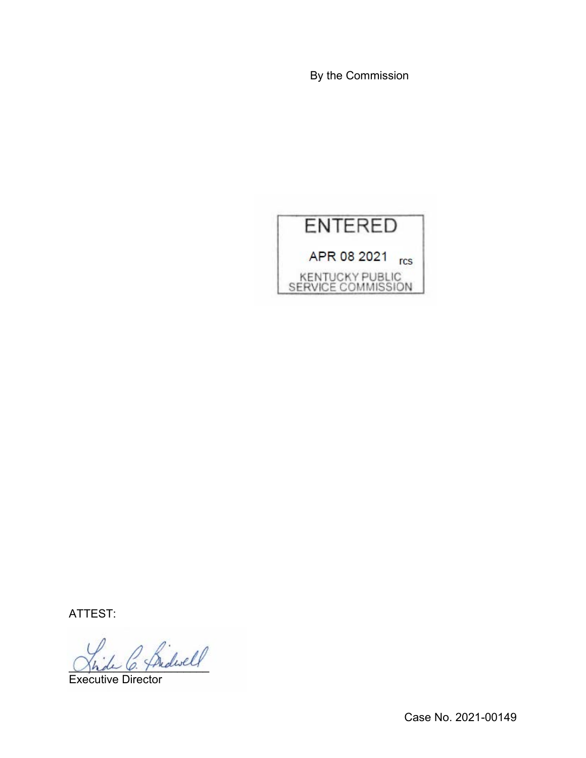By the Commission

ENTERED

APR 08 2021

KENTUCKY PUBLIC SERVICE COMMISSION

ATTEST:

Executive Director

Case No. 2021-00149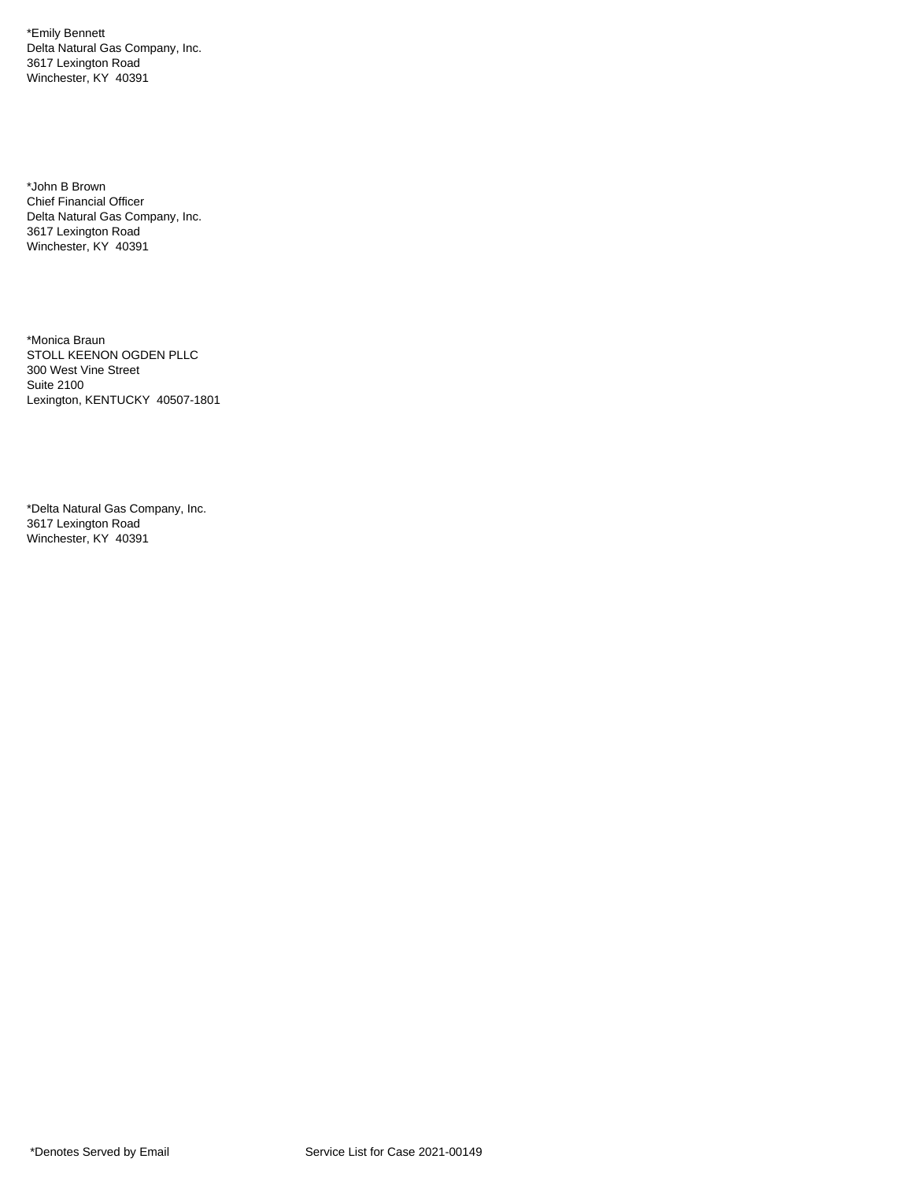*Emily Bennett
Delta Natural Gas Company, Inc.
3617 Lexington Road
Winchester, KY  40391

*John B Brown
Chief Financial Officer
Delta Natural Gas Company, Inc.
3617 Lexington Road
Winchester, KY  40391

*Monica Braun
STOLL KEENON OGDEN PLLC
300 West Vine Street
Suite 2100
Lexington, KENTUCKY  40507-1801

*Delta Natural Gas Company, Inc.
3617 Lexington Road
Winchester, KY  40391

*Denotes Served by Email

Service List for Case 2021-00149